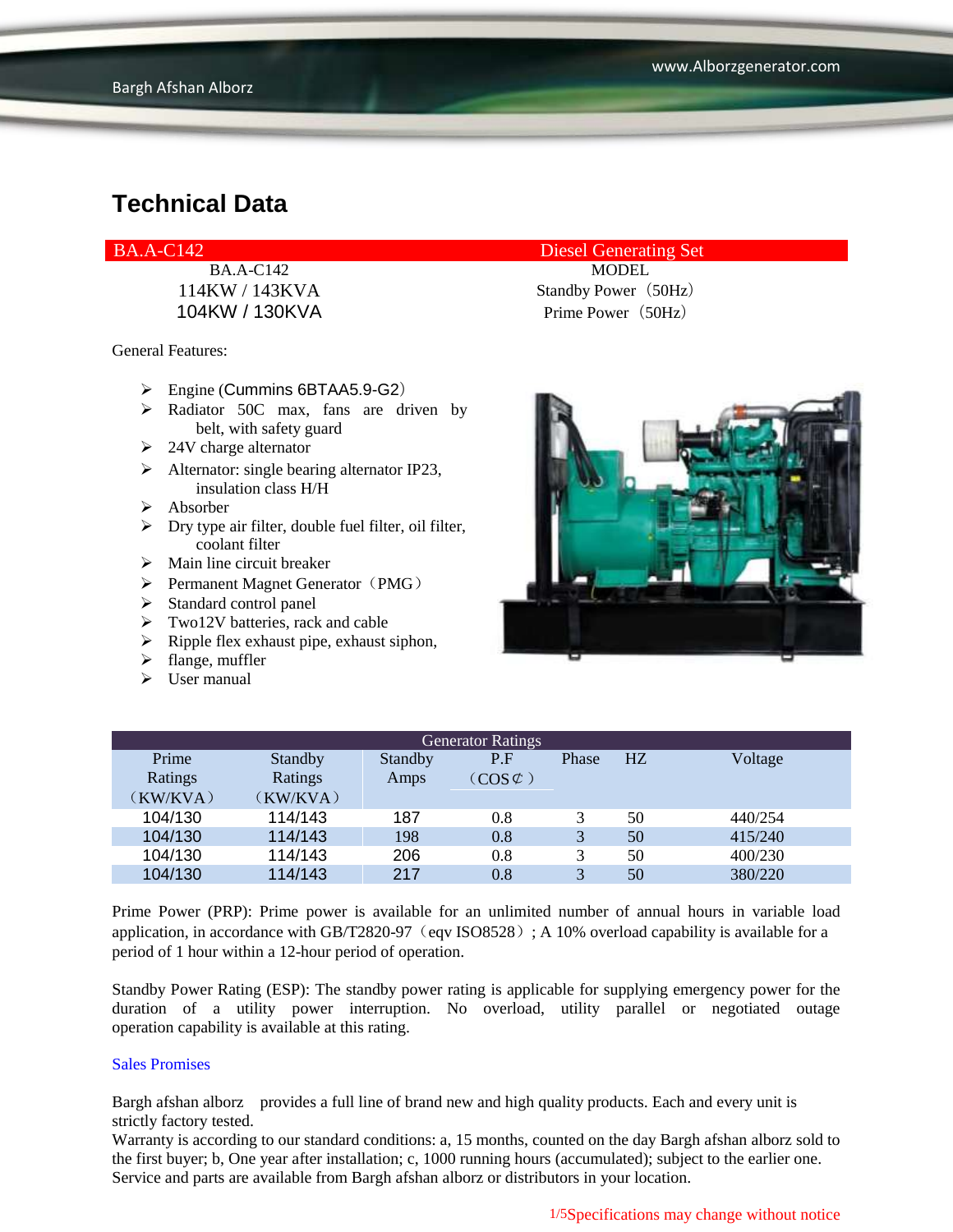# Technical Data

| BA.A-C142 | Diesel Generating Set |
|---|---|
| BA.A-C142 | MODEL |
| 114KW / 143KVA | Standby Power（50Hz） |
| 104KW / 130KVA | Prime Power（50Hz） |

General Features:

- Engine (Cummins 6BTAA5.9-G2）
- Radiator 50C max, fans are driven by belt, with safety guard
- 24V charge alternator
- Alternator: single bearing alternator IP23, insulation class H/H
- Absorber
- Dry type air filter, double fuel filter, oil filter, coolant filter
- Main line circuit breaker
- Permanent Magnet Generator（PMG）
- Standard control panel
- Two12V batteries, rack and cable
- Ripple flex exhaust pipe, exhaust siphon,
- flange, muffler
- User manual

| Generator Ratings | | | | | | |
|---|---|---|---|---|---|---|
| Prime Ratings（KW/KVA） | Standby Ratings（KW/KVA） | Standby Amps | P.F（COS¢） | Phase | HZ | Voltage |
| 104/130 | 114/143 | 187 | 0.8 | 3 | 50 | 440/254 |
| 104/130 | 114/143 | 198 | 0.8 | 3 | 50 | 415/240 |
| 104/130 | 114/143 | 206 | 0.8 | 3 | 50 | 400/230 |
| 104/130 | 114/143 | 217 | 0.8 | 3 | 50 | 380/220 |

Prime Power (PRP): Prime power is available for an unlimited number of annual hours in variable load application, in accordance with GB/T2820-97（eqv ISO8528）; A 10% overload capability is available for a period of 1 hour within a 12-hour period of operation.

Standby Power Rating (ESP): The standby power rating is applicable for supplying emergency power for the duration of a utility power interruption. No overload, utility parallel or negotiated outage operation capability is available at this rating.

Sales Promises

Bargh afshan alborz provides a full line of brand new and high quality products. Each and every unit is strictly factory tested.
Warranty is according to our standard conditions: a, 15 months, counted on the day Bargh afshan alborz sold to the first buyer; b, One year after installation; c, 1000 running hours (accumulated); subject to the earlier one.
Service and parts are available from Bargh afshan alborz or distributors in your location.

Specifications may change without notice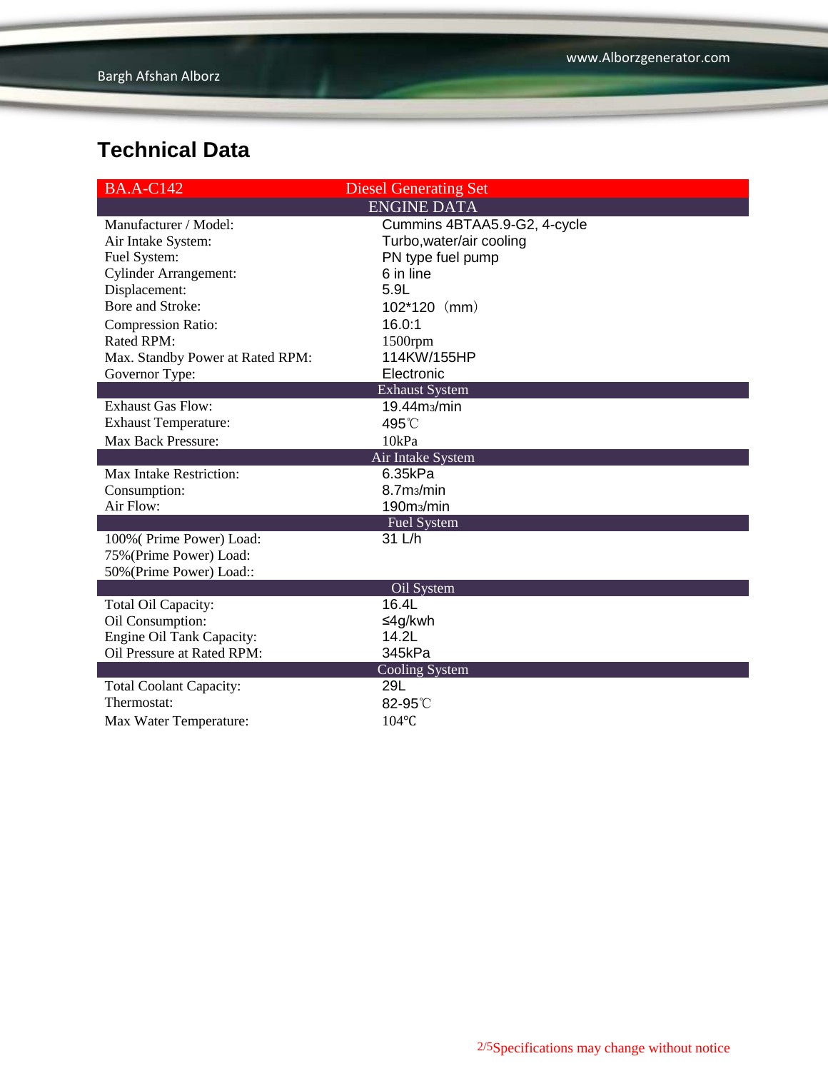## Technical Data

| BA.A-C142 | Diesel Generating Set |
|---|---|
| **ENGINE DATA** | |
| Manufacturer / Model: | Cummins 4BTAA5.9-G2, 4-cycle |
| Air Intake System: | Turbo,water/air cooling |
| Fuel System: | PN type fuel pump |
| Cylinder Arrangement: | 6 in line |
| Displacement: | 5.9L |
| Bore and Stroke: | 102*120（mm） |
| Compression Ratio: | 16.0:1 |
| Rated RPM: | 1500rpm |
| Max. Standby Power at Rated RPM: | 114KW/155HP |
| Governor Type: | Electronic |
| **Exhaust System** | |
| Exhaust Gas Flow: | 19.44$m_3$/min |
| Exhaust Temperature: | 495℃ |
| Max Back Pressure: | 10kPa |
| **Air Intake System** | |
| Max Intake Restriction: | 6.35kPa |
| Consumption: | 8.7$m_3$/min |
| Air Flow: | 190$m_3$/min |
| **Fuel System** | |
| 100%( Prime Power) Load: | 31 L/h |
| 75%(Prime Power) Load: | |
| 50%(Prime Power) Load:: | |
| **Oil System** | |
| Total Oil Capacity: | 16.4L |
| Oil Consumption: | ≤4g/kwh |
| Engine Oil Tank Capacity: | 14.2L |
| Oil Pressure at Rated RPM: | 345kPa |
| **Cooling System** | |
| Total Coolant Capacity: | 29L |
| Thermostat: | 82-95℃ |
| Max Water Temperature: | 104℃ |

Specifications may change without notice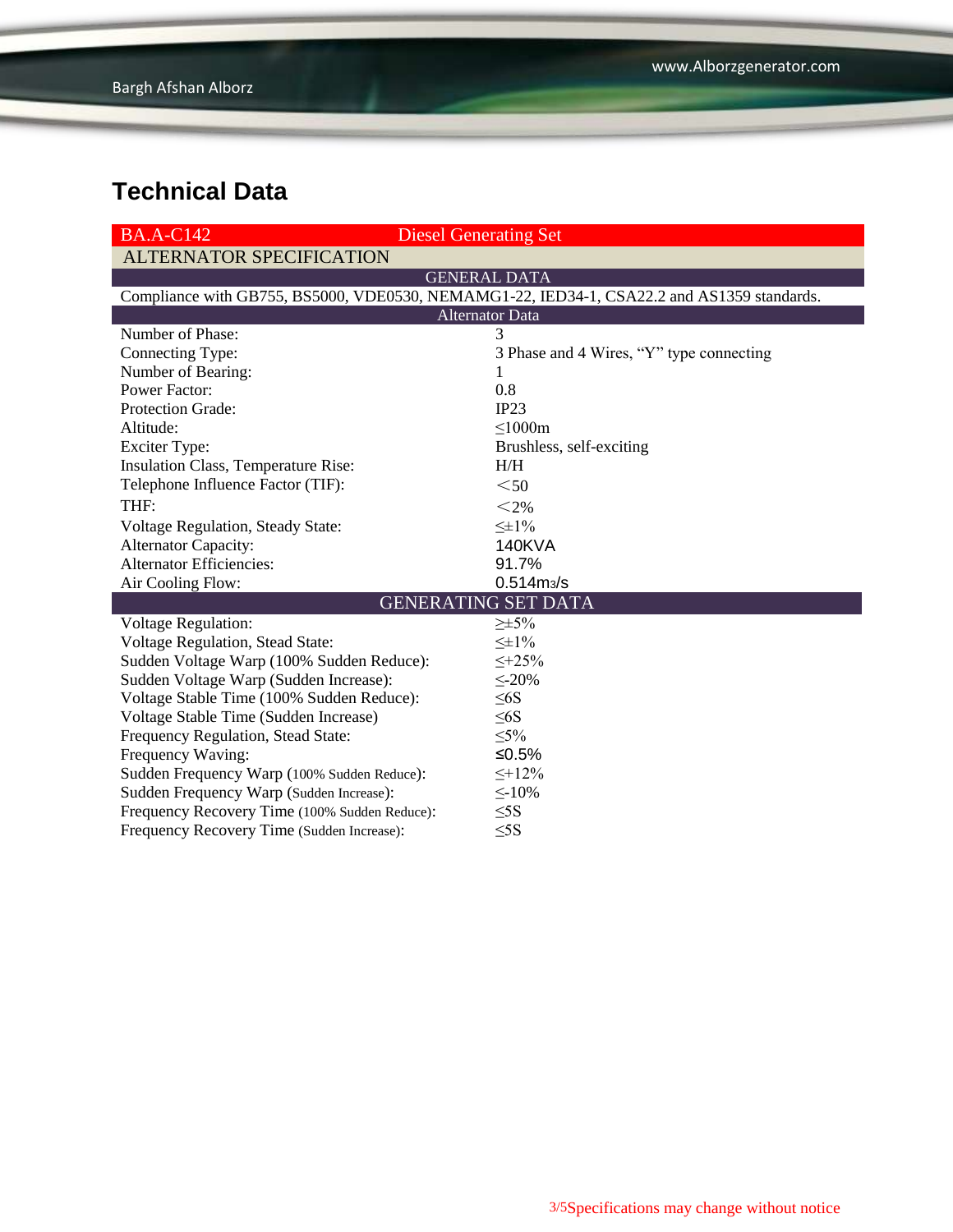# Technical Data

| BA.A-C142 | Diesel Generating Set |
|---|---|
| **ALTERNATOR SPECIFICATION** | |
| **GENERAL DATA** | |
| Compliance with GB755, BS5000, VDE0530, NEMAMG1-22, IED34-1, CSA22.2 and AS1359 standards. | |
| **Alternator Data** | |
| Number of Phase: | 3 |
| Connecting Type: | 3 Phase and 4 Wires, “Y” type connecting |
| Number of Bearing: | 1 |
| Power Factor: | 0.8 |
| Protection Grade: | IP23 |
| Altitude: | ≤1000m |
| Exciter Type: | Brushless, self-exciting |
| Insulation Class, Temperature Rise: | H/H |
| Telephone Influence Factor (TIF): | <50 |
| THF: | <2% |
| Voltage Regulation, Steady State: | ≤±1% |
| Alternator Capacity: | 140KVA |
| Alternator Efficiencies: | 91.7% |
| Air Cooling Flow: | 0.514 $m^3/s$ |
| **GENERATING SET DATA** | |
| Voltage Regulation: | ≥±5% |
| Voltage Regulation, Stead State: | ≤±1% |
| Sudden Voltage Warp (100% Sudden Reduce): | ≤+25% |
| Sudden Voltage Warp (Sudden Increase): | ≤-20% |
| Voltage Stable Time (100% Sudden Reduce): | ≤6S |
| Voltage Stable Time (Sudden Increase) | ≤6S |
| Frequency Regulation, Stead State: | ≤5% |
| Frequency Waving: | ≤0.5% |
| Sudden Frequency Warp (100% Sudden Reduce): | ≤+12% |
| Sudden Frequency Warp (Sudden Increase): | ≤-10% |
| Frequency Recovery Time (100% Sudden Reduce): | ≤5S |
| Frequency Recovery Time (Sudden Increase): | ≤5S |

Specifications may change without notice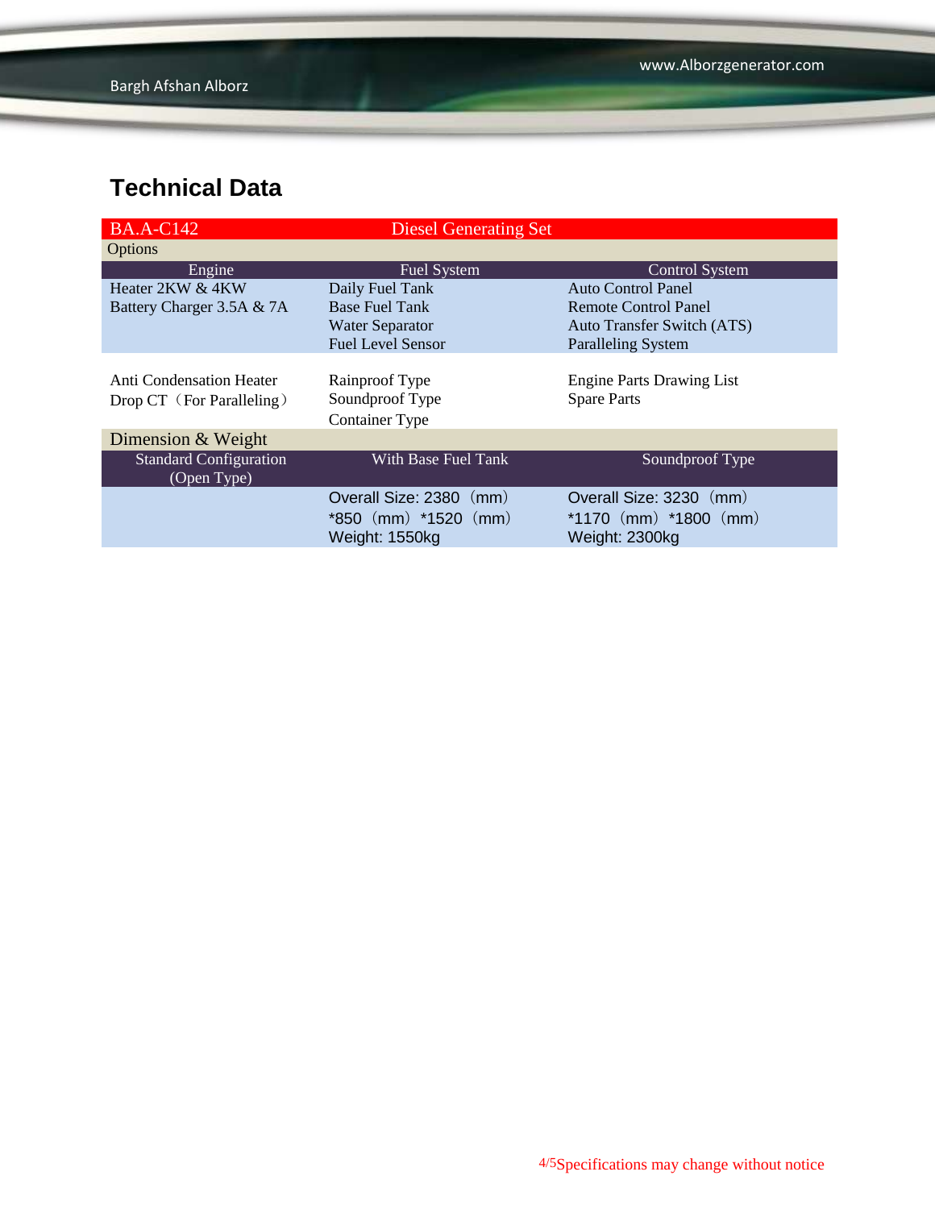## Technical Data

| BA.A-C142 | Diesel Generating Set | |
|---|---|---|
| Options | | |
| Engine | Fuel System | Control System |
| Heater 2KW & 4KW<br>Battery Charger 3.5A & 7A | Daily Fuel Tank<br>Base Fuel Tank<br>Water Separator<br>Fuel Level Sensor | Auto Control Panel<br>Remote Control Panel<br>Auto Transfer Switch (ATS)<br>Paralleling System |
| Anti Condensation Heater<br>Drop CT（For Paralleling） | Rainproof Type<br>Soundproof Type<br>Container Type | Engine Parts Drawing List<br>Spare Parts |
| Dimension & Weight | | |
| Standard Configuration (Open Type) | With Base Fuel Tank | Soundproof Type |
| | Overall Size: 2380（mm）*850（mm）*1520（mm）<br>Weight: 1550kg | Overall Size: 3230（mm）*1170（mm）*1800（mm）<br>Weight: 2300kg |

Specifications may change without notice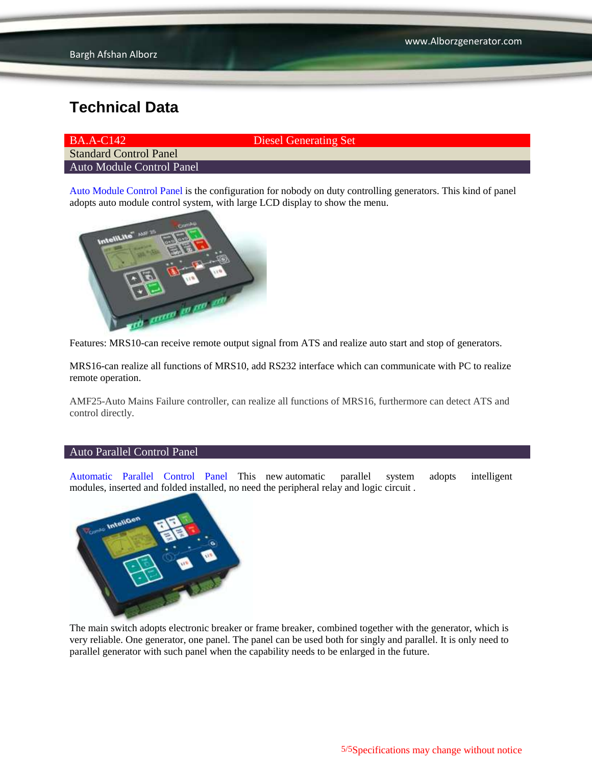## Technical Data

| BA.A-C142 | Diesel Generating Set |
|---|---|
| Standard Control Panel | |
| Auto Module Control Panel | |

Auto Module Control Panel is the configuration for nobody on duty controlling generators. This kind of panel adopts auto module control system, with large LCD display to show the menu.

Features: MRS10-can receive remote output signal from ATS and realize auto start and stop of generators.

MRS16-can realize all functions of MRS10, add RS232 interface which can communicate with PC to realize remote operation.

AMF25-Auto Mains Failure controller, can realize all functions of MRS16, furthermore can detect ATS and control directly.

### Auto Parallel Control Panel

Automatic Parallel Control Panel This new automatic parallel system adopts intelligent modules, inserted and folded installed, no need the peripheral relay and logic circuit .

The main switch adopts electronic breaker or frame breaker, combined together with the generator, which is very reliable. One generator, one panel. The panel can be used both for singly and parallel. It is only need to parallel generator with such panel when the capability needs to be enlarged in the future.

Specifications may change without notice